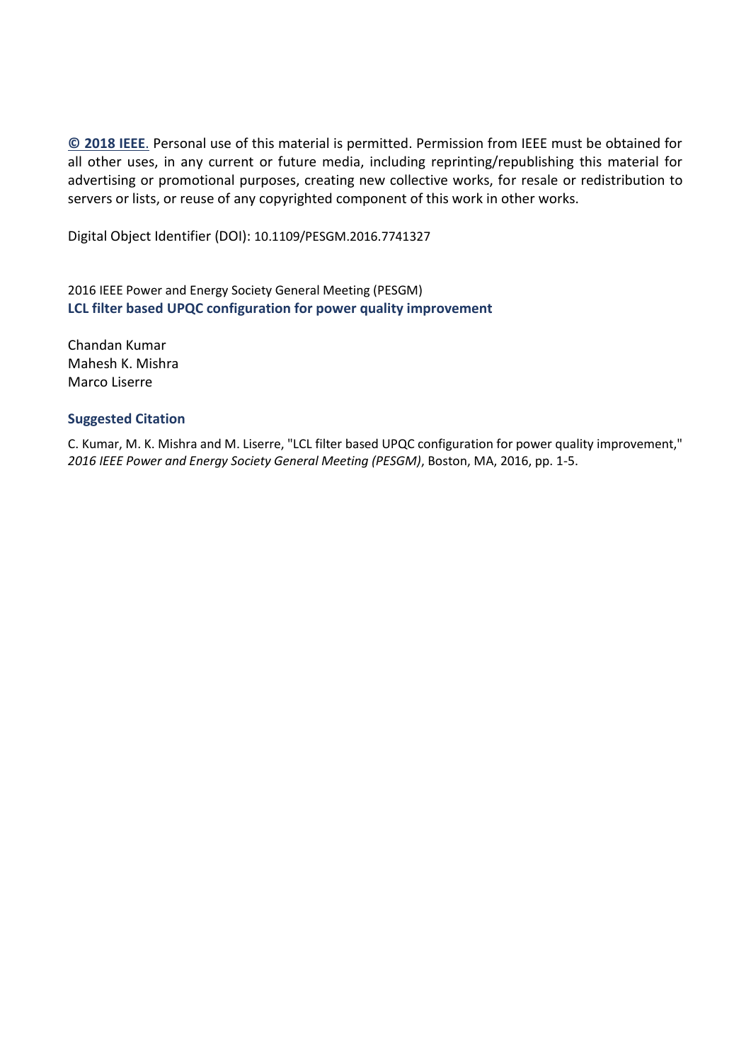**© 2018 IEEE**. Personal use of this material is permitted. Permission from IEEE must be obtained for all other uses, in any current or future media, including reprinting/republishing this material for advertising or promotional purposes, creating new collective works, for resale or redistribution to servers or lists, or reuse of any copyrighted component of this work in other works.

Digital Object Identifier (DOI): 10.1109/PESGM.2016.7741327

2016 IEEE Power and Energy Society General Meeting (PESGM)

**LCL filter based UPQC configuration for power quality improvement**

Chandan Kumar
Mahesh K. Mishra
Marco Liserre

### Suggested Citation

C. Kumar, M. K. Mishra and M. Liserre, "LCL filter based UPQC configuration for power quality improvement," *2016 IEEE Power and Energy Society General Meeting (PESGM)*, Boston, MA, 2016, pp. 1-5.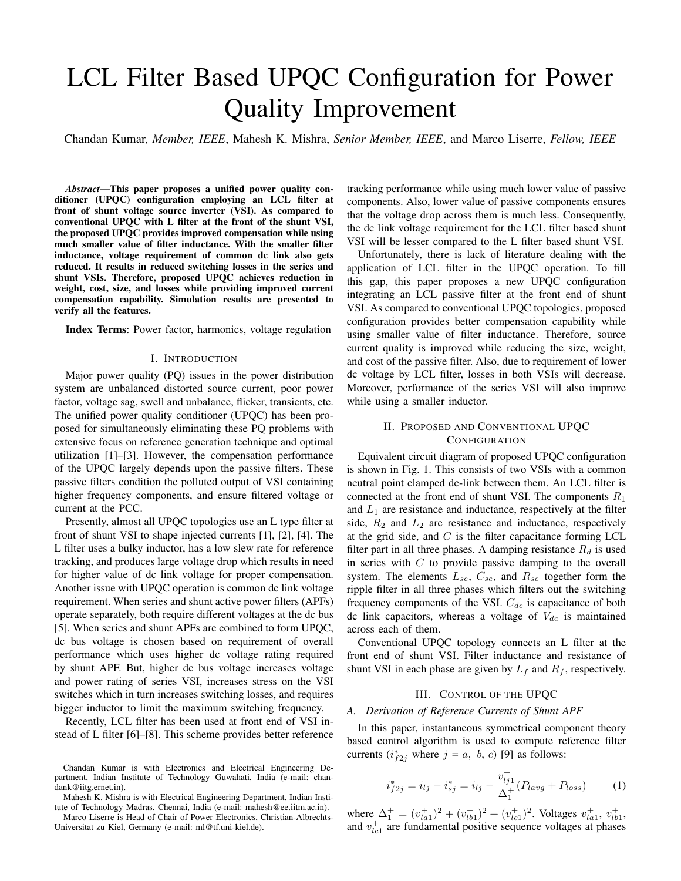# LCL Filter Based UPQC Configuration for Power Quality Improvement

Chandan Kumar, *Member, IEEE*, Mahesh K. Mishra, *Senior Member, IEEE*, and Marco Liserre, *Fellow, IEEE*

***Abstract*—This paper proposes a unified power quality conditioner (UPQC) configuration employing an LCL filter at front of shunt voltage source inverter (VSI). As compared to conventional UPQC with L filter at the front of the shunt VSI, the proposed UPQC provides improved compensation while using much smaller value of filter inductance. With the smaller filter inductance, voltage requirement of common dc link also gets reduced. It results in reduced switching losses in the series and shunt VSIs. Therefore, proposed UPQC achieves reduction in weight, cost, size, and losses while providing improved current compensation capability. Simulation results are presented to verify all the features.**

**Index Terms**: Power factor, harmonics, voltage regulation

## I. Introduction

Major power quality (PQ) issues in the power distribution system are unbalanced distorted source current, poor power factor, voltage sag, swell and unbalance, flicker, transients, etc. The unified power quality conditioner (UPQC) has been proposed for simultaneously eliminating these PQ problems with extensive focus on reference generation technique and optimal utilization [1]–[3]. However, the compensation performance of the UPQC largely depends upon the passive filters. These passive filters condition the polluted output of VSI containing higher frequency components, and ensure filtered voltage or current at the PCC.

Presently, almost all UPQC topologies use an L type filter at front of shunt VSI to shape injected currents [1], [2], [4]. The L filter uses a bulky inductor, has a low slew rate for reference tracking, and produces large voltage drop which results in need for higher value of dc link voltage for proper compensation. Another issue with UPQC operation is common dc link voltage requirement. When series and shunt active power filters (APFs) operate separately, both require different voltages at the dc bus [5]. When series and shunt APFs are combined to form UPQC, dc bus voltage is chosen based on requirement of overall performance which uses higher dc voltage rating required by shunt APF. But, higher dc bus voltage increases voltage and power rating of series VSI, increases stress on the VSI switches which in turn increases switching losses, and requires bigger inductor to limit the maximum switching frequency.

Recently, LCL filter has been used at front end of VSI instead of L filter [6]–[8]. This scheme provides better reference tracking performance while using much lower value of passive components. Also, lower value of passive components ensures that the voltage drop across them is much less. Consequently, the dc link voltage requirement for the LCL filter based shunt VSI will be lesser compared to the L filter based shunt VSI.

Unfortunately, there is lack of literature dealing with the application of LCL filter in the UPQC operation. To fill this gap, this paper proposes a new UPQC configuration integrating an LCL passive filter at the front end of shunt VSI. As compared to conventional UPQC topologies, proposed configuration provides better compensation capability while using smaller value of filter inductance. Therefore, source current quality is improved while reducing the size, weight, and cost of the passive filter. Also, due to requirement of lower dc voltage by LCL filter, losses in both VSIs will decrease. Moreover, performance of the series VSI will also improve while using a smaller inductor.

## II. Proposed and Conventional UPQC Configuration

Equivalent circuit diagram of proposed UPQC configuration is shown in Fig. 1. This consists of two VSIs with a common neutral point clamped dc-link between them. An LCL filter is connected at the front end of shunt VSI. The components $R_1$ and $L_1$ are resistance and inductance, respectively at the filter side, $R_2$ and $L_2$ are resistance and inductance, respectively at the grid side, and $C$ is the filter capacitance forming LCL filter part in all three phases. A damping resistance $R_d$ is used in series with $C$ to provide passive damping to the overall system. The elements $L_{se}$, $C_{se}$, and $R_{se}$ together form the ripple filter in all three phases which filters out the switching frequency components of the VSI. $C_{dc}$ is capacitance of both dc link capacitors, whereas a voltage of $V_{dc}$ is maintained across each of them.

Conventional UPQC topology connects an L filter at the front end of shunt VSI. Filter inductance and resistance of shunt VSI in each phase are given by $L_f$ and $R_f$, respectively.

## III. Control of the UPQC

### A. Derivation of Reference Currents of Shunt APF

In this paper, instantaneous symmetrical component theory based control algorithm is used to compute reference filter currents ($i^*_{f2j}$ where $j$ = $a$, $b$, $c$) [9] as follows:

$$i^*_{f2j} = i_{lj} - i^*_{sj} = i_{lj} - \frac{v^+_{lj1}}{\Delta^+_1}(P_{lavg} + P_{loss}) \tag{1}$$

where $\Delta^+_1 = (v^+_{la1})^2 + (v^+_{lb1})^2 + (v^+_{lc1})^2$. Voltages $v^+_{la1}$, $v^+_{lb1}$, and $v^+_{lc1}$ are fundamental positive sequence voltages at phases

Chandan Kumar is with Electronics and Electrical Engineering Department, Indian Institute of Technology Guwahati, India (e-mail: chandank@iitg.ernet.in).

Mahesh K. Mishra is with Electrical Engineering Department, Indian Institute of Technology Madras, Chennai, India (e-mail: mahesh@ee.iitm.ac.in).

Marco Liserre is Head of Chair of Power Electronics, Christian-Albrechts-Universitat zu Kiel, Germany (e-mail: ml@tf.uni-kiel.de).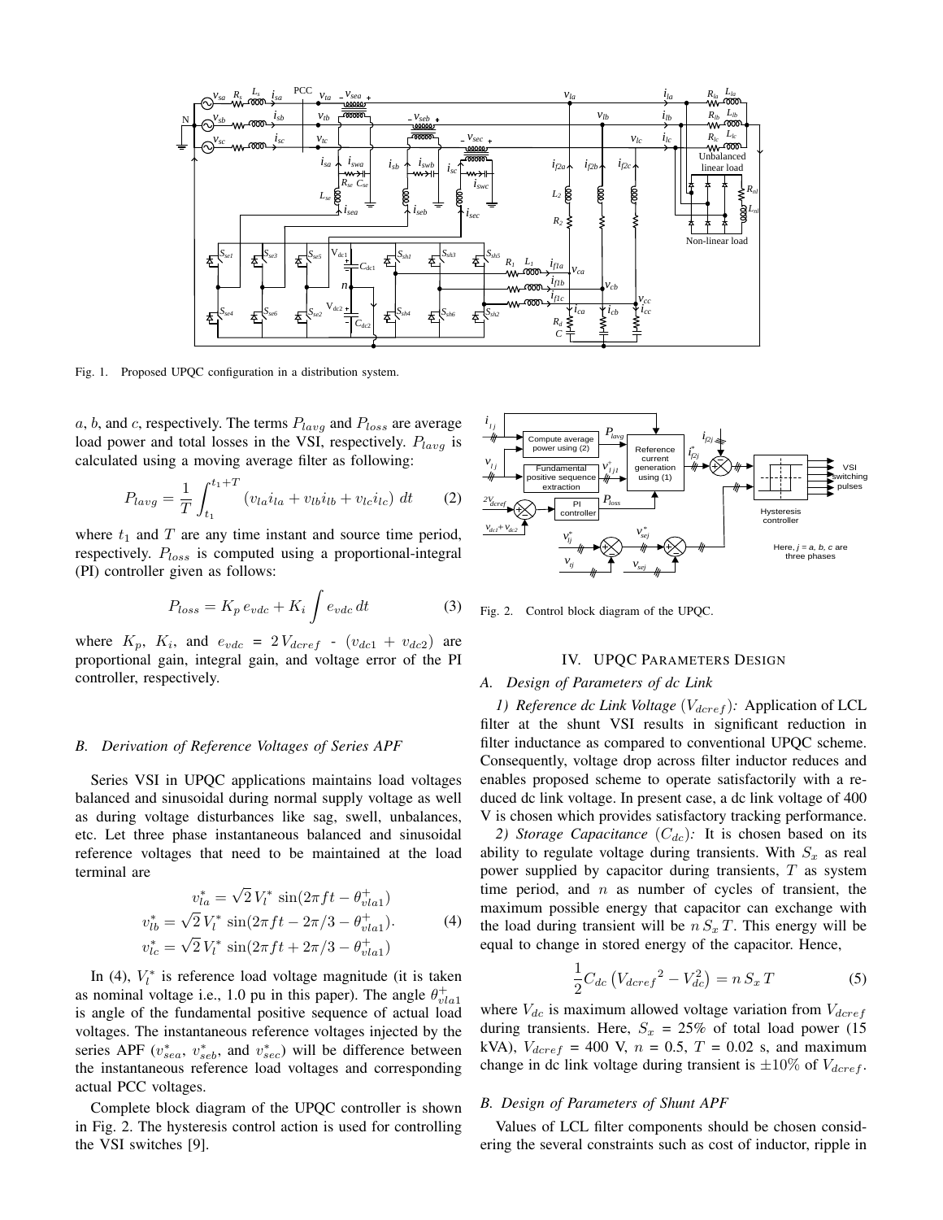Fig. 1. Proposed UPQC configuration in a distribution system.

$a$, $b$, and $c$, respectively. The terms $P_{lavg}$ and $P_{loss}$ are average load power and total losses in the VSI, respectively. $P_{lavg}$ is calculated using a moving average filter as following:

$$P_{lavg} = \frac{1}{T}\int_{t_1}^{t_1+T} \left(v_{la}i_{la} + v_{lb}i_{lb} + v_{lc}i_{lc}\right)\, dt \tag{2}$$

where $t_1$ and $T$ are any time instant and source time period, respectively. $P_{loss}$ is computed using a proportional-integral (PI) controller given as follows:

$$P_{loss} = K_p\, e_{vdc} + K_i \int e_{vdc}\, dt \tag{3}$$

where $K_p$, $K_i$, and $e_{vdc}$ = $2\,V_{dcref}$ - $(v_{dc1} + v_{dc2})$ are proportional gain, integral gain, and voltage error of the PI controller, respectively.

### B. Derivation of Reference Voltages of Series APF

Series VSI in UPQC applications maintains load voltages balanced and sinusoidal during normal supply voltage as well as during voltage disturbances like sag, swell, unbalances, etc. Let three phase instantaneous balanced and sinusoidal reference voltages that need to be maintained at the load terminal are

$$\begin{aligned} v_{la}^{*} &= \sqrt{2}\, V_l^{*}\, \sin(2\pi f t - \theta_{vla1}^{+}) \\ v_{lb}^{*} &= \sqrt{2}\, V_l^{*}\, \sin(2\pi f t - 2\pi/3 - \theta_{vla1}^{+}). \\ v_{lc}^{*} &= \sqrt{2}\, V_l^{*}\, \sin(2\pi f t + 2\pi/3 - \theta_{vla1}^{+}) \end{aligned} \tag{4}$$

In (4), $V_l^{*}$ is reference load voltage magnitude (it is taken as nominal voltage i.e., 1.0 pu in this paper). The angle $\theta_{vla1}^{+}$ is angle of the fundamental positive sequence of actual load voltages. The instantaneous reference voltages injected by the series APF ($v_{sea}^{*}$, $v_{seb}^{*}$, and $v_{sec}^{*}$) will be difference between the instantaneous reference load voltages and corresponding actual PCC voltages.

Complete block diagram of the UPQC controller is shown in Fig. 2. The hysteresis control action is used for controlling the VSI switches [9].

Fig. 2. Control block diagram of the UPQC.

## IV. UPQC Parameters Design

### A. Design of Parameters of dc Link

*1) Reference dc Link Voltage ($V_{dcref}$):* Application of LCL filter at the shunt VSI results in significant reduction in filter inductance as compared to conventional UPQC scheme. Consequently, voltage drop across filter inductor reduces and enables proposed scheme to operate satisfactorily with a reduced dc link voltage. In present case, a dc link voltage of 400 V is chosen which provides satisfactory tracking performance.

*2) Storage Capacitance ($C_{dc}$):* It is chosen based on its ability to regulate voltage during transients. With $S_x$ as real power supplied by capacitor during transients, $T$ as system time period, and $n$ as number of cycles of transient, the maximum possible energy that capacitor can exchange with the load during transient will be $n\, S_x\, T$. This energy will be equal to change in stored energy of the capacitor. Hence,

$$\frac{1}{2} C_{dc}\left({V_{dcref}}^{2} - V_{dc}^{2}\right) = n\, S_x\, T \tag{5}$$

where $V_{dc}$ is maximum allowed voltage variation from $V_{dcref}$ during transients. Here, $S_x$ = 25% of total load power (15 kVA), $V_{dcref}$ = 400 V, $n$ = 0.5, $T$ = 0.02 s, and maximum change in dc link voltage during transient is $\pm 10\%$ of $V_{dcref}$.

### B. Design of Parameters of Shunt APF

Values of LCL filter components should be chosen considering the several constraints such as cost of inductor, ripple in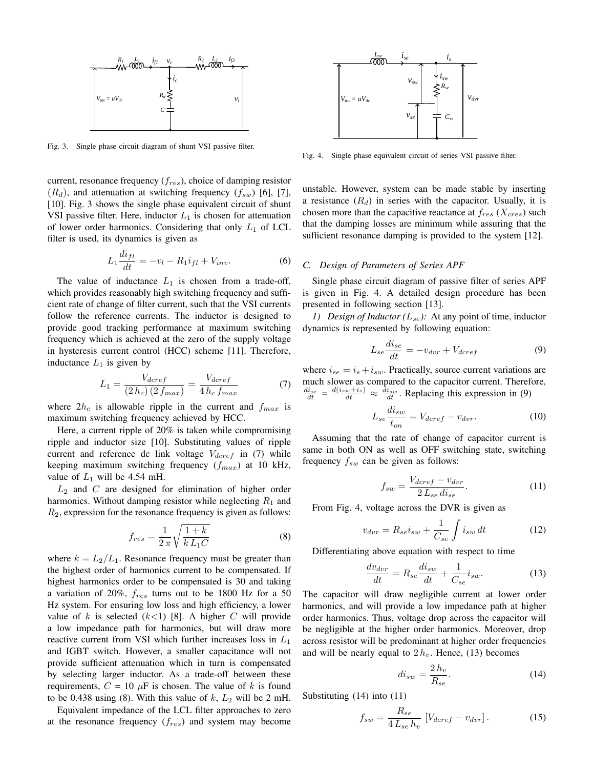Fig. 3. Single phase circuit diagram of shunt VSI passive filter.

Fig. 4. Single phase equivalent circuit of series VSI passive filter.

current, resonance frequency ($f_{res}$), choice of damping resistor ($R_d$), and attenuation at switching frequency ($f_{sw}$) [6], [7], [10]. Fig. 3 shows the single phase equivalent circuit of shunt VSI passive filter. Here, inductor $L_1$ is chosen for attenuation of lower order harmonics. Considering that only $L_1$ of LCL filter is used, its dynamics is given as

$$L_1 \frac{di_{fl}}{dt} = -v_l - R_1 i_{fl} + V_{inv}. \tag{6}$$

The value of inductance $L_1$ is chosen from a trade-off, which provides reasonably high switching frequency and sufficient rate of change of filter current, such that the VSI currents follow the reference currents. The inductor is designed to provide good tracking performance at maximum switching frequency which is achieved at the zero of the supply voltage in hysteresis current control (HCC) scheme [11]. Therefore, inductance $L_1$ is given by

$$L_1 = \frac{V_{dcref}}{(2\,h_c)\,(2\,f_{max})} = \frac{V_{dcref}}{4\,h_c\,f_{max}} \tag{7}$$

where $2h_c$ is allowable ripple in the current and $f_{max}$ is maximum switching frequency achieved by HCC.

Here, a current ripple of 20% is taken while compromising ripple and inductor size [10]. Substituting values of ripple current and reference dc link voltage $V_{dcref}$ in (7) while keeping maximum switching frequency ($f_{max}$) at 10 kHz, value of $L_1$ will be 4.54 mH.

$L_2$ and $C$ are designed for elimination of higher order harmonics. Without damping resistor while neglecting $R_1$ and $R_2$, expression for the resonance frequency is given as follows:

$$f_{res} = \frac{1}{2\,\pi}\sqrt{\frac{1+k}{k\,L_1 C}} \tag{8}$$

where $k = L_2/L_1$. Resonance frequency must be greater than the highest order of harmonics current to be compensated. If highest harmonics order to be compensated is 30 and taking a variation of 20%, $f_{res}$ turns out to be 1800 Hz for a 50 Hz system. For ensuring low loss and high efficiency, a lower value of $k$ is selected ($k$<1) [8]. A higher $C$ will provide a low impedance path for harmonics, but will draw more reactive current from VSI which further increases loss in $L_1$ and IGBT switch. However, a smaller capacitance will not provide sufficient attenuation which in turn is compensated by selecting larger inductor. As a trade-off between these requirements, $C$ = 10 $\mu$F is chosen. The value of $k$ is found to be 0.438 using (8). With this value of $k$, $L_2$ will be 2 mH.

Equivalent impedance of the LCL filter approaches to zero at the resonance frequency ($f_{res}$) and system may become unstable. However, system can be made stable by inserting a resistance ($R_d$) in series with the capacitor. Usually, it is chosen more than the capacitive reactance at $f_{res}$ ($X_{cres}$) such that the damping losses are minimum while assuring that the sufficient resonance damping is provided to the system [12].

### C. Design of Parameters of Series APF

Single phase circuit diagram of passive filter of series APF is given in Fig. 4. A detailed design procedure has been presented in following section [13].

*1) Design of Inductor ($L_{se}$):* At any point of time, inductor dynamics is represented by following equation:

$$L_{se}\frac{di_{se}}{dt} = -v_{dvr} + V_{dcref} \tag{9}$$

where $i_{se} = i_s + i_{sw}$. Practically, source current variations are much slower as compared to the capacitor current. Therefore, $\frac{di_{se}}{dt} = \frac{d(i_{sw}+i_s)}{dt} \approx \frac{di_{sw}}{dt}$. Replacing this expression in (9)

$$L_{se}\frac{di_{sw}}{t_{on}} = V_{dcref} - v_{dvr}. \tag{10}$$

Assuming that the rate of change of capacitor current is same in both ON as well as OFF switching state, switching frequency $f_{sw}$ can be given as follows:

$$f_{sw} = \frac{V_{dcref} - v_{dvr}}{2\,L_{se}\,di_{se}}. \tag{11}$$

From Fig. 4, voltage across the DVR is given as

$$v_{dvr} = R_{se} i_{sw} + \frac{1}{C_{se}}\int i_{sw}\,dt \tag{12}$$

Differentiating above equation with respect to time

$$\frac{dv_{dvr}}{dt} = R_{se}\frac{di_{sw}}{dt} + \frac{1}{C_{se}} i_{sw}. \tag{13}$$

The capacitor will draw negligible current at lower order harmonics, and will provide a low impedance path at higher order harmonics. Thus, voltage drop across the capacitor will be negligible at the higher order harmonics. Moreover, drop across resistor will be predominant at higher order frequencies and will be nearly equal to $2\,h_v$. Hence, (13) becomes

$$di_{sw} = \frac{2\,h_v}{R_{se}}. \tag{14}$$

Substituting (14) into (11)

$$f_{sw} = \frac{R_{se}}{4\,L_{se}\,h_v}\left[V_{dcref} - v_{dvr}\right]. \tag{15}$$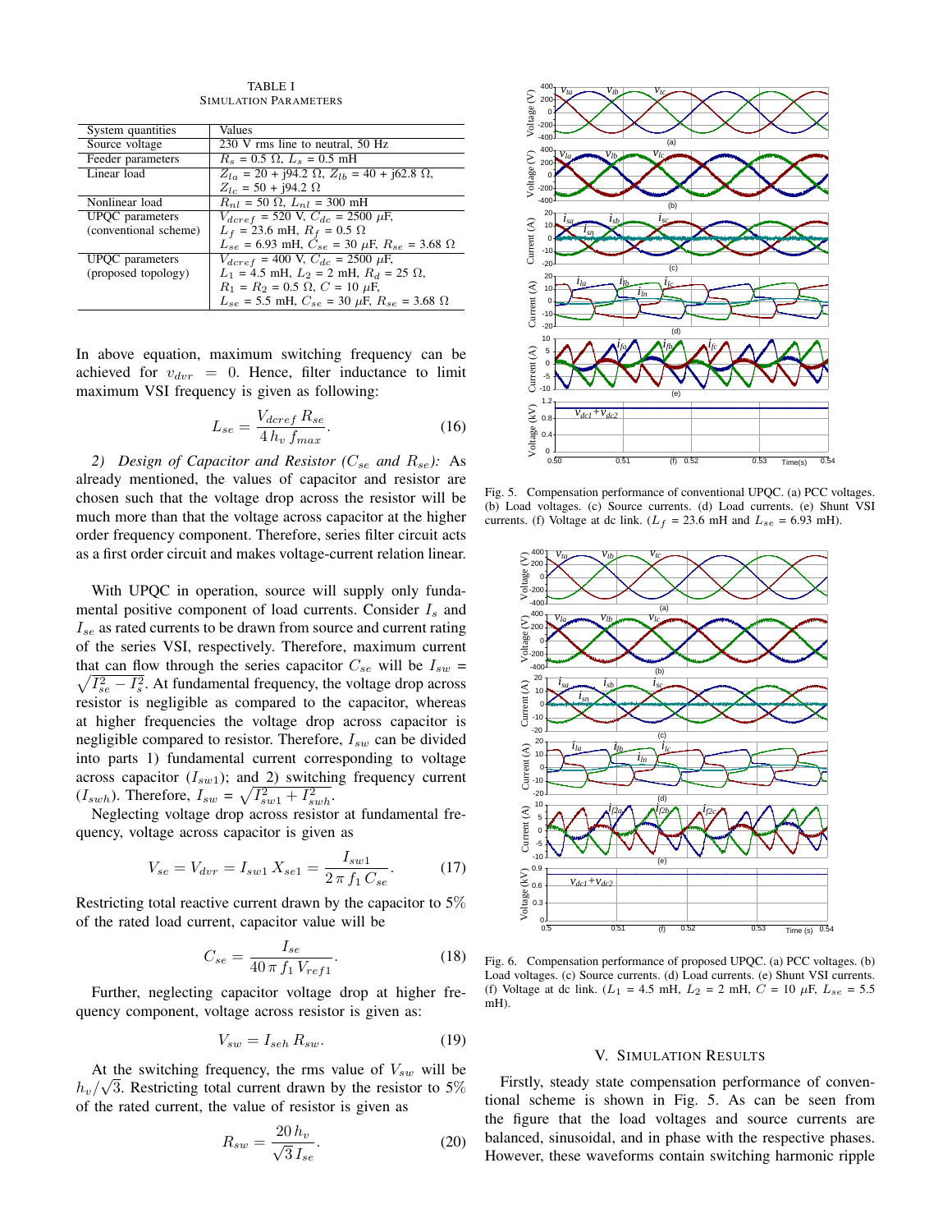TABLE I
SIMULATION PARAMETERS

| System quantities | Values |
|---|---|
| Source voltage | 230 V rms line to neutral, 50 Hz |
| Feeder parameters | $R_s$ = 0.5 Ω, $L_s$ = 0.5 mH |
| Linear load | $Z_{la}$ = 20 + j94.2 Ω, $Z_{lb}$ = 40 + j62.8 Ω, $Z_{lc}$ = 50 + j94.2 Ω |
| Nonlinear load | $R_{nl}$ = 50 Ω, $L_{nl}$ = 300 mH |
| UPQC parameters (conventional scheme) | $V_{dcref}$ = 520 V, $C_{dc}$ = 2500 μF, $L_f$ = 23.6 mH, $R_f$ = 0.5 Ω $L_{se}$ = 6.93 mH, $C_{se}$ = 30 μF, $R_{se}$ = 3.68 Ω |
| UPQC parameters (proposed topology) | $V_{dcref}$ = 400 V, $C_{dc}$ = 2500 μF, $L_1$ = 4.5 mH, $L_2$ = 2 mH, $R_d$ = 25 Ω, $R_1 = R_2$ = 0.5 Ω, $C$ = 10 μF, $L_{se}$ = 5.5 mH, $C_{se}$ = 30 μF, $R_{se}$ = 3.68 Ω |

In above equation, maximum switching frequency can be achieved for $v_{dvr} = 0$. Hence, filter inductance to limit maximum VSI frequency is given as following:

$$L_{se} = \frac{V_{dcref}\, R_{se}}{4\, h_v\, f_{max}}. \tag{16}$$

*2) Design of Capacitor and Resistor ($C_{se}$ and $R_{se}$):* As already mentioned, the values of capacitor and resistor are chosen such that the voltage drop across the resistor will be much more than that the voltage across capacitor at the higher order frequency component. Therefore, series filter circuit acts as a first order circuit and makes voltage-current relation linear.

With UPQC in operation, source will supply only fundamental positive component of load currents. Consider $I_s$ and $I_{se}$ as rated currents to be drawn from source and current rating of the series VSI, respectively. Therefore, maximum current that can flow through the series capacitor $C_{se}$ will be $I_{sw} = \sqrt{I_{se}^2 - I_s^2}$. At fundamental frequency, the voltage drop across resistor is negligible as compared to the capacitor, whereas at higher frequencies the voltage drop across capacitor is negligible compared to resistor. Therefore, $I_{sw}$ can be divided into parts 1) fundamental current corresponding to voltage across capacitor ($I_{sw1}$); and 2) switching frequency current ($I_{swh}$). Therefore, $I_{sw} = \sqrt{I_{sw1}^2 + I_{swh}^2}$.

Neglecting voltage drop across resistor at fundamental frequency, voltage across capacitor is given as

$$V_{se} = V_{dvr} = I_{sw1}\, X_{se1} = \frac{I_{sw1}}{2\,\pi\, f_1\, C_{se}}. \tag{17}$$

Restricting total reactive current drawn by the capacitor to 5% of the rated load current, capacitor value will be

$$C_{se} = \frac{I_{se}}{40\,\pi\, f_1\, V_{ref1}}. \tag{18}$$

Further, neglecting capacitor voltage drop at higher frequency component, voltage across resistor is given as:

$$V_{sw} = I_{seh}\, R_{sw}. \tag{19}$$

At the switching frequency, the rms value of $V_{sw}$ will be $h_v/\sqrt{3}$. Restricting total current drawn by the resistor to 5% of the rated current, the value of resistor is given as

$$R_{sw} = \frac{20\, h_v}{\sqrt{3}\, I_{se}}. \tag{20}$$

Fig. 5. Compensation performance of conventional UPQC. (a) PCC voltages. (b) Load voltages. (c) Source currents. (d) Load currents. (e) Shunt VSI currents. (f) Voltage at dc link. ($L_f$ = 23.6 mH and $L_{se}$ = 6.93 mH).

Fig. 6. Compensation performance of proposed UPQC. (a) PCC voltages. (b) Load voltages. (c) Source currents. (d) Load currents. (e) Shunt VSI currents. (f) Voltage at dc link. ($L_1$ = 4.5 mH, $L_2$ = 2 mH, $C$ = 10 μF, $L_{se}$ = 5.5 mH).

## V. SIMULATION RESULTS

Firstly, steady state compensation performance of conventional scheme is shown in Fig. 5. As can be seen from the figure that the load voltages and source currents are balanced, sinusoidal, and in phase with the respective phases. However, these waveforms contain switching harmonic ripple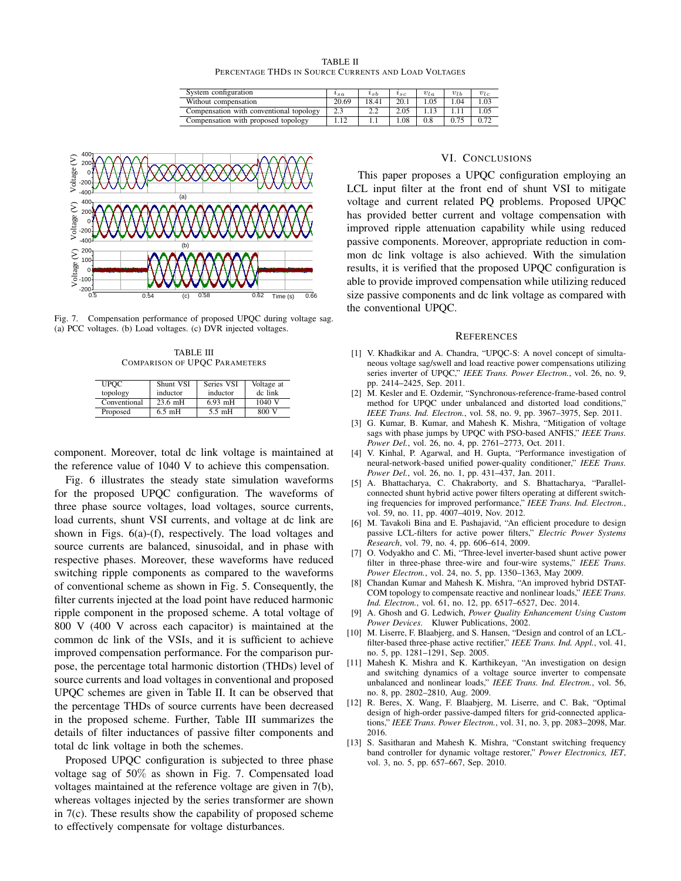TABLE II
PERCENTAGE THDS IN SOURCE CURRENTS AND LOAD VOLTAGES

| System configuration | $i_{sa}$ | $i_{sb}$ | $i_{sc}$ | $v_{la}$ | $v_{lb}$ | $v_{lc}$ |
|---|---|---|---|---|---|---|
| Without compensation | 20.69 | 18.41 | 20.1 | 1.05 | 1.04 | 1.03 |
| Compensation with conventional topology | 2.3 | 2.2 | 2.05 | 1.13 | 1.11 | 1.05 |
| Compensation with proposed topology | 1.12 | 1.1 | 1.08 | 0.8 | 0.75 | 0.72 |

Voltage (V)
400
200
0
-200
-400
(a)
Voltage (V)
400
200
0
-200
-400
(b)
Voltage (V)
200
100
0
-100
-200
0.5 0.54 (c) 0.58 0.62 Time (s) 0.66

Fig. 7. Compensation performance of proposed UPQC during voltage sag. (a) PCC voltages. (b) Load voltages. (c) DVR injected voltages.

TABLE III
COMPARISON OF UPQC PARAMETERS

| UPQC topology | Shunt VSI inductor | Series VSI inductor | Voltage at dc link |
|---|---|---|---|
| Conventional | 23.6 mH | 6.93 mH | 1040 V |
| Proposed | 6.5 mH | 5.5 mH | 800 V |

component. Moreover, total dc link voltage is maintained at the reference value of 1040 V to achieve this compensation.

Fig. 6 illustrates the steady state simulation waveforms for the proposed UPQC configuration. The waveforms of three phase source voltages, load voltages, source currents, load currents, shunt VSI currents, and voltage at dc link are shown in Figs. 6(a)-(f), respectively. The load voltages and source currents are balanced, sinusoidal, and in phase with respective phases. Moreover, these waveforms have reduced switching ripple components as compared to the waveforms of conventional scheme as shown in Fig. 5. Consequently, the filter currents injected at the load point have reduced harmonic ripple component in the proposed scheme. A total voltage of 800 V (400 V across each capacitor) is maintained at the common dc link of the VSIs, and it is sufficient to achieve improved compensation performance. For the comparison purpose, the percentage total harmonic distortion (THDs) level of source currents and load voltages in conventional and proposed UPQC schemes are given in Table II. It can be observed that the percentage THDs of source currents have been decreased in the proposed scheme. Further, Table III summarizes the details of filter inductances of passive filter components and total dc link voltage in both the schemes.

Proposed UPQC configuration is subjected to three phase voltage sag of 50% as shown in Fig. 7. Compensated load voltages maintained at the reference voltage are given in 7(b), whereas voltages injected by the series transformer are shown in 7(c). These results show the capability of proposed scheme to effectively compensate for voltage disturbances.

## VI. CONCLUSIONS

This paper proposes a UPQC configuration employing an LCL input filter at the front end of shunt VSI to mitigate voltage and current related PQ problems. Proposed UPQC has provided better current and voltage compensation with improved ripple attenuation capability while using reduced passive components. Moreover, appropriate reduction in common dc link voltage is also achieved. With the simulation results, it is verified that the proposed UPQC configuration is able to provide improved compensation while utilizing reduced size passive components and dc link voltage as compared with the conventional UPQC.

## REFERENCES

[1] V. Khadkikar and A. Chandra, "UPQC-S: A novel concept of simultaneous voltage sag/swell and load reactive power compensations utilizing series inverter of UPQC," *IEEE Trans. Power Electron.*, vol. 26, no. 9, pp. 2414–2425, Sep. 2011.

[2] M. Kesler and E. Ozdemir, "Synchronous-reference-frame-based control method for UPQC under unbalanced and distorted load conditions," *IEEE Trans. Ind. Electron.*, vol. 58, no. 9, pp. 3967–3975, Sep. 2011.

[3] G. Kumar, B. Kumar, and Mahesh K. Mishra, "Mitigation of voltage sags with phase jumps by UPQC with PSO-based ANFIS," *IEEE Trans. Power Del.*, vol. 26, no. 4, pp. 2761–2773, Oct. 2011.

[4] V. Kinhal, P. Agarwal, and H. Gupta, "Performance investigation of neural-network-based unified power-quality conditioner," *IEEE Trans. Power Del.*, vol. 26, no. 1, pp. 431–437, Jan. 2011.

[5] A. Bhattacharya, C. Chakraborty, and S. Bhattacharya, "Parallel-connected shunt hybrid active power filters operating at different switching frequencies for improved performance," *IEEE Trans. Ind. Electron.*, vol. 59, no. 11, pp. 4007–4019, Nov. 2012.

[6] M. Tavakoli Bina and E. Pashajavid, "An efficient procedure to design passive LCL-filters for active power filters," *Electric Power Systems Research*, vol. 79, no. 4, pp. 606–614, 2009.

[7] O. Vodyakho and C. Mi, "Three-level inverter-based shunt active power filter in three-phase three-wire and four-wire systems," *IEEE Trans. Power Electron.*, vol. 24, no. 5, pp. 1350–1363, May 2009.

[8] Chandan Kumar and Mahesh K. Mishra, "An improved hybrid DSTATCOM topology to compensate reactive and nonlinear loads," *IEEE Trans. Ind. Electron.*, vol. 61, no. 12, pp. 6517–6527, Dec. 2014.

[9] A. Ghosh and G. Ledwich, *Power Quality Enhancement Using Custom Power Devices*. Kluwer Publications, 2002.

[10] M. Liserre, F. Blaabjerg, and S. Hansen, "Design and control of an LCL-filter-based three-phase active rectifier," *IEEE Trans. Ind. Appl.*, vol. 41, no. 5, pp. 1281–1291, Sep. 2005.

[11] Mahesh K. Mishra and K. Karthikeyan, "An investigation on design and switching dynamics of a voltage source inverter to compensate unbalanced and nonlinear loads," *IEEE Trans. Ind. Electron.*, vol. 56, no. 8, pp. 2802–2810, Aug. 2009.

[12] R. Beres, X. Wang, F. Blaabjerg, M. Liserre, and C. Bak, "Optimal design of high-order passive-damped filters for grid-connected applications," *IEEE Trans. Power Electron.*, vol. 31, no. 3, pp. 2083–2098, Mar. 2016.

[13] S. Sasitharan and Mahesh K. Mishra, "Constant switching frequency band controller for dynamic voltage restorer," *Power Electronics, IET*, vol. 3, no. 5, pp. 657–667, Sep. 2010.